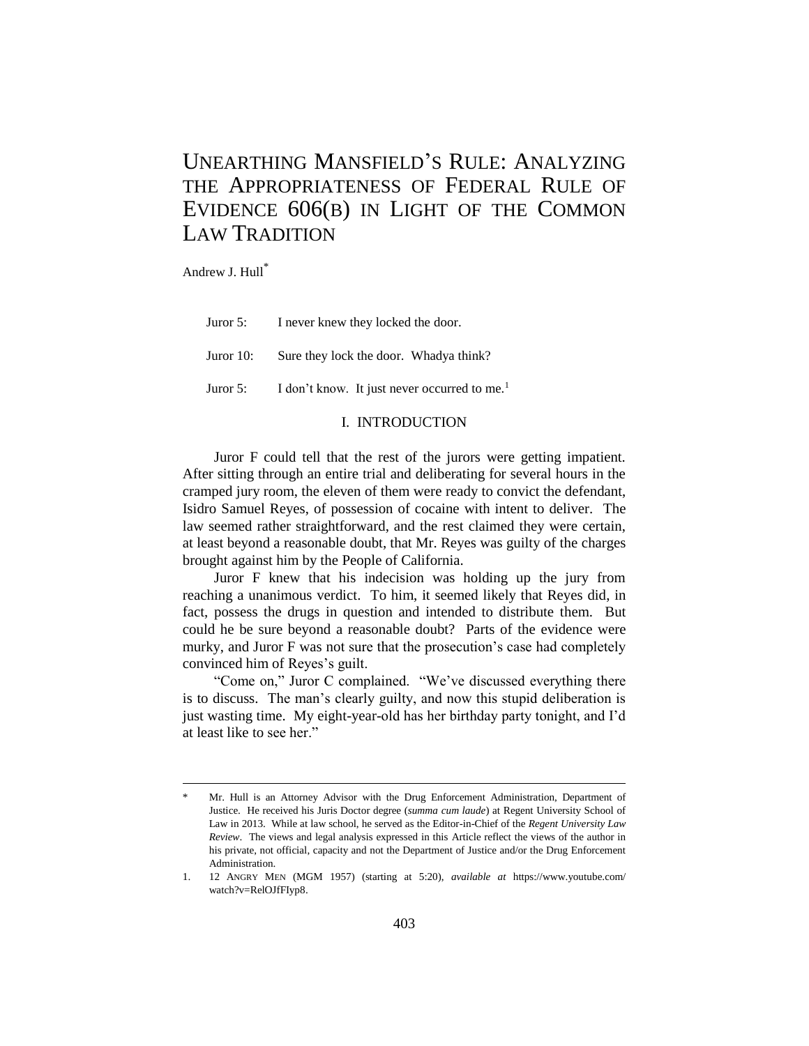# UNEARTHING MANSFIELD'S RULE: ANALYZING THE APPROPRIATENESS OF FEDERAL RULE OF EVIDENCE 606(B) IN LIGHT OF THE COMMON LAW TRADITION

Andrew J. Hull[*]

Juror 5: I never knew they locked the door.

Juror 10: Sure they lock the door. Whadya think?

Juror 5: I don't know. It just never occurred to me.[1]

## I. INTRODUCTION

Juror F could tell that the rest of the jurors were getting impatient. After sitting through an entire trial and deliberating for several hours in the cramped jury room, the eleven of them were ready to convict the defendant, Isidro Samuel Reyes, of possession of cocaine with intent to deliver. The law seemed rather straightforward, and the rest claimed they were certain, at least beyond a reasonable doubt, that Mr. Reyes was guilty of the charges brought against him by the People of California.

Juror F knew that his indecision was holding up the jury from reaching a unanimous verdict. To him, it seemed likely that Reyes did, in fact, possess the drugs in question and intended to distribute them. But could he be sure beyond a reasonable doubt? Parts of the evidence were murky, and Juror F was not sure that the prosecution's case had completely convinced him of Reyes's guilt.

"Come on," Juror C complained. "We've discussed everything there is to discuss. The man's clearly guilty, and now this stupid deliberation is just wasting time. My eight-year-old has her birthday party tonight, and I'd at least like to see her."

---

\* Mr. Hull is an Attorney Advisor with the Drug Enforcement Administration, Department of Justice. He received his Juris Doctor degree (*summa cum laude*) at Regent University School of Law in 2013. While at law school, he served as the Editor-in-Chief of the *Regent University Law Review*. The views and legal analysis expressed in this Article reflect the views of the author in his private, not official, capacity and not the Department of Justice and/or the Drug Enforcement Administration.

1. 12 ANGRY MEN (MGM 1957) (starting at 5:20), *available at* https://www.youtube.com/watch?v=RelOJfFIyp8.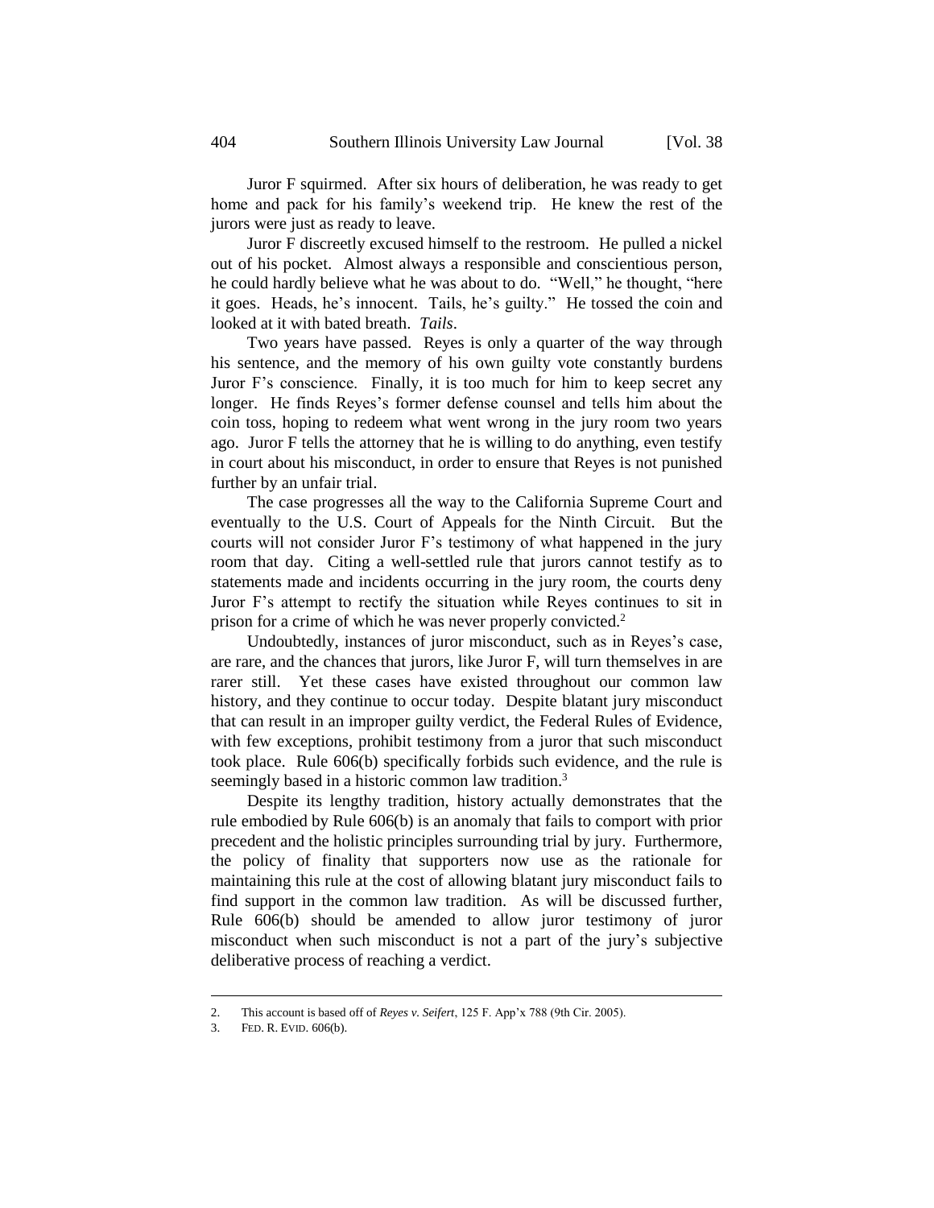Juror F squirmed. After six hours of deliberation, he was ready to get home and pack for his family's weekend trip. He knew the rest of the jurors were just as ready to leave.

Juror F discreetly excused himself to the restroom. He pulled a nickel out of his pocket. Almost always a responsible and conscientious person, he could hardly believe what he was about to do. "Well," he thought, "here it goes. Heads, he's innocent. Tails, he's guilty." He tossed the coin and looked at it with bated breath. *Tails*.

Two years have passed. Reyes is only a quarter of the way through his sentence, and the memory of his own guilty vote constantly burdens Juror F's conscience. Finally, it is too much for him to keep secret any longer. He finds Reyes's former defense counsel and tells him about the coin toss, hoping to redeem what went wrong in the jury room two years ago. Juror F tells the attorney that he is willing to do anything, even testify in court about his misconduct, in order to ensure that Reyes is not punished further by an unfair trial.

The case progresses all the way to the California Supreme Court and eventually to the U.S. Court of Appeals for the Ninth Circuit. But the courts will not consider Juror F's testimony of what happened in the jury room that day. Citing a well-settled rule that jurors cannot testify as to statements made and incidents occurring in the jury room, the courts deny Juror F's attempt to rectify the situation while Reyes continues to sit in prison for a crime of which he was never properly convicted.[2]

Undoubtedly, instances of juror misconduct, such as in Reyes's case, are rare, and the chances that jurors, like Juror F, will turn themselves in are rarer still. Yet these cases have existed throughout our common law history, and they continue to occur today. Despite blatant jury misconduct that can result in an improper guilty verdict, the Federal Rules of Evidence, with few exceptions, prohibit testimony from a juror that such misconduct took place. Rule 606(b) specifically forbids such evidence, and the rule is seemingly based in a historic common law tradition.[3]

Despite its lengthy tradition, history actually demonstrates that the rule embodied by Rule 606(b) is an anomaly that fails to comport with prior precedent and the holistic principles surrounding trial by jury. Furthermore, the policy of finality that supporters now use as the rationale for maintaining this rule at the cost of allowing blatant jury misconduct fails to find support in the common law tradition. As will be discussed further, Rule 606(b) should be amended to allow juror testimony of juror misconduct when such misconduct is not a part of the jury's subjective deliberative process of reaching a verdict.

---

2. This account is based off of *Reyes v. Seifert*, 125 F. App'x 788 (9th Cir. 2005).

3. FED. R. EVID. 606(b).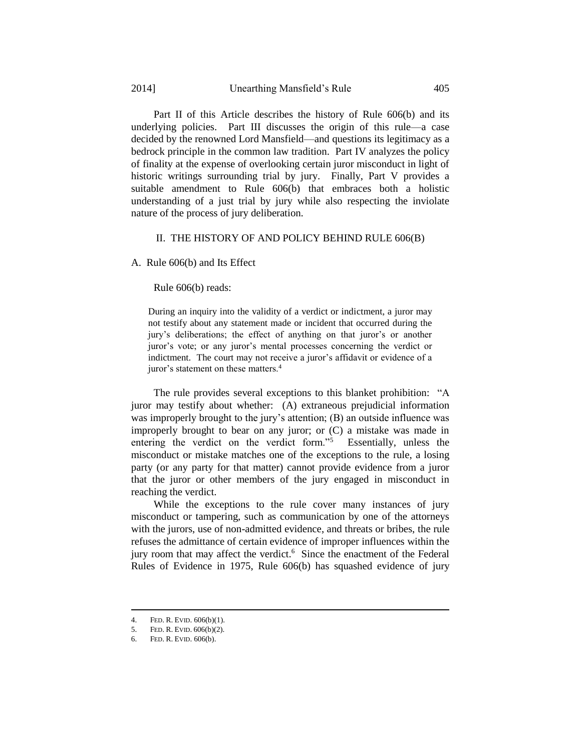Part II of this Article describes the history of Rule 606(b) and its underlying policies. Part III discusses the origin of this rule—a case decided by the renowned Lord Mansfield—and questions its legitimacy as a bedrock principle in the common law tradition. Part IV analyzes the policy of finality at the expense of overlooking certain juror misconduct in light of historic writings surrounding trial by jury. Finally, Part V provides a suitable amendment to Rule 606(b) that embraces both a holistic understanding of a just trial by jury while also respecting the inviolate nature of the process of jury deliberation.

## II. THE HISTORY OF AND POLICY BEHIND RULE 606(B)

### A. Rule 606(b) and Its Effect

Rule 606(b) reads:

> During an inquiry into the validity of a verdict or indictment, a juror may not testify about any statement made or incident that occurred during the jury's deliberations; the effect of anything on that juror's or another juror's vote; or any juror's mental processes concerning the verdict or indictment. The court may not receive a juror's affidavit or evidence of a juror's statement on these matters.[4]

The rule provides several exceptions to this blanket prohibition: "A juror may testify about whether: (A) extraneous prejudicial information was improperly brought to the jury's attention; (B) an outside influence was improperly brought to bear on any juror; or (C) a mistake was made in entering the verdict on the verdict form."[5] Essentially, unless the misconduct or mistake matches one of the exceptions to the rule, a losing party (or any party for that matter) cannot provide evidence from a juror that the juror or other members of the jury engaged in misconduct in reaching the verdict.

While the exceptions to the rule cover many instances of jury misconduct or tampering, such as communication by one of the attorneys with the jurors, use of non-admitted evidence, and threats or bribes, the rule refuses the admittance of certain evidence of improper influences within the jury room that may affect the verdict.[6] Since the enactment of the Federal Rules of Evidence in 1975, Rule 606(b) has squashed evidence of jury

---

4. FED. R. EVID. 606(b)(1).
5. FED. R. EVID. 606(b)(2).
6. FED. R. EVID. 606(b).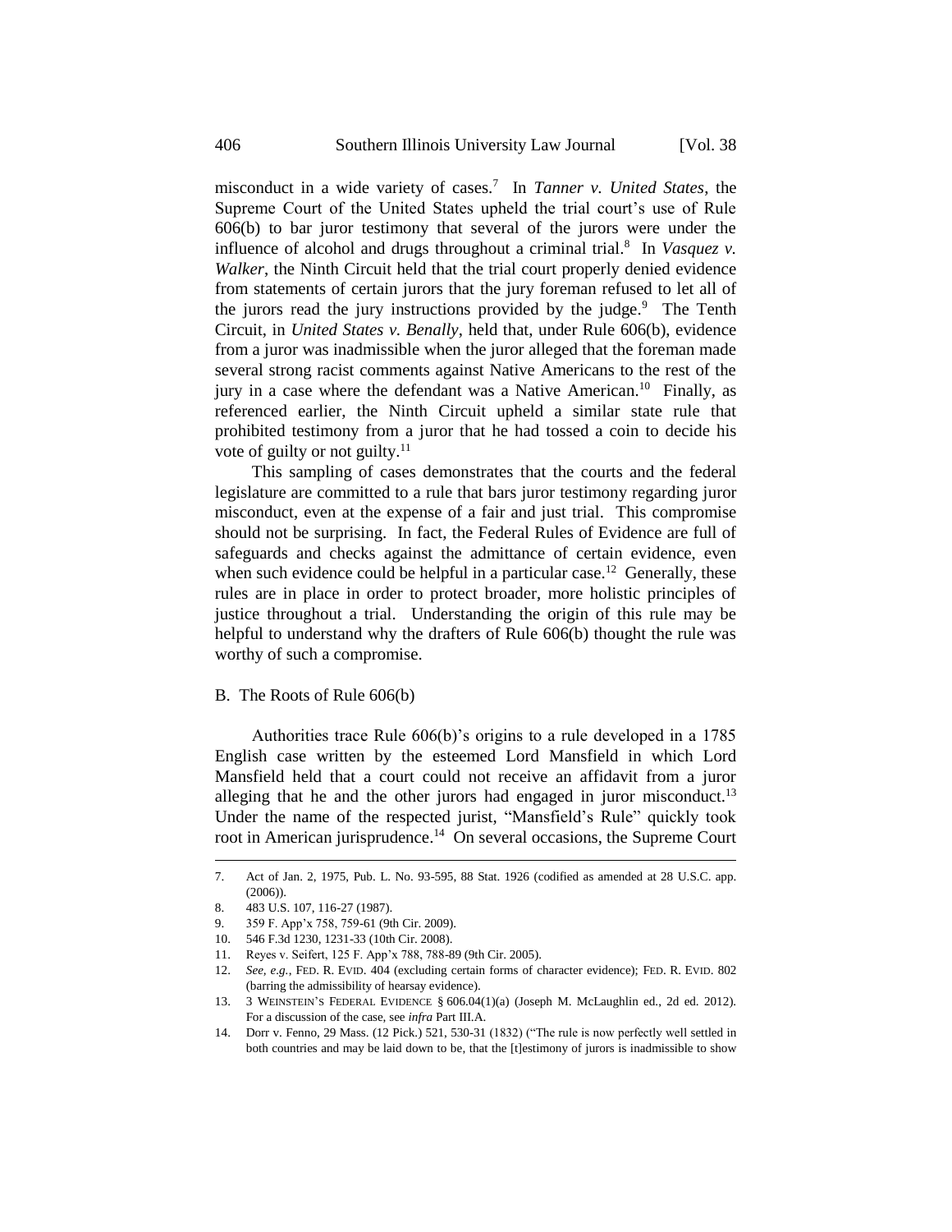misconduct in a wide variety of cases.[7] In *Tanner v. United States*, the Supreme Court of the United States upheld the trial court's use of Rule 606(b) to bar juror testimony that several of the jurors were under the influence of alcohol and drugs throughout a criminal trial.[8] In *Vasquez v. Walker*, the Ninth Circuit held that the trial court properly denied evidence from statements of certain jurors that the jury foreman refused to let all of the jurors read the jury instructions provided by the judge.[9] The Tenth Circuit, in *United States v. Benally*, held that, under Rule 606(b), evidence from a juror was inadmissible when the juror alleged that the foreman made several strong racist comments against Native Americans to the rest of the jury in a case where the defendant was a Native American.[10] Finally, as referenced earlier, the Ninth Circuit upheld a similar state rule that prohibited testimony from a juror that he had tossed a coin to decide his vote of guilty or not guilty.[11]

This sampling of cases demonstrates that the courts and the federal legislature are committed to a rule that bars juror testimony regarding juror misconduct, even at the expense of a fair and just trial. This compromise should not be surprising. In fact, the Federal Rules of Evidence are full of safeguards and checks against the admittance of certain evidence, even when such evidence could be helpful in a particular case.[12] Generally, these rules are in place in order to protect broader, more holistic principles of justice throughout a trial. Understanding the origin of this rule may be helpful to understand why the drafters of Rule 606(b) thought the rule was worthy of such a compromise.

## B. The Roots of Rule 606(b)

Authorities trace Rule 606(b)'s origins to a rule developed in a 1785 English case written by the esteemed Lord Mansfield in which Lord Mansfield held that a court could not receive an affidavit from a juror alleging that he and the other jurors had engaged in juror misconduct.[13] Under the name of the respected jurist, "Mansfield's Rule" quickly took root in American jurisprudence.[14] On several occasions, the Supreme Court

---

7. Act of Jan. 2, 1975, Pub. L. No. 93-595, 88 Stat. 1926 (codified as amended at 28 U.S.C. app. (2006)).
8. 483 U.S. 107, 116-27 (1987).
9. 359 F. App'x 758, 759-61 (9th Cir. 2009).
10. 546 F.3d 1230, 1231-33 (10th Cir. 2008).
11. Reyes v. Seifert, 125 F. App'x 788, 788-89 (9th Cir. 2005).
12. *See, e.g.*, FED. R. EVID. 404 (excluding certain forms of character evidence); FED. R. EVID. 802 (barring the admissibility of hearsay evidence).
13. 3 WEINSTEIN'S FEDERAL EVIDENCE § 606.04(1)(a) (Joseph M. McLaughlin ed., 2d ed. 2012). For a discussion of the case, see *infra* Part III.A.
14. Dorr v. Fenno, 29 Mass. (12 Pick.) 521, 530-31 (1832) ("The rule is now perfectly well settled in both countries and may be laid down to be, that the [t]estimony of jurors is inadmissible to show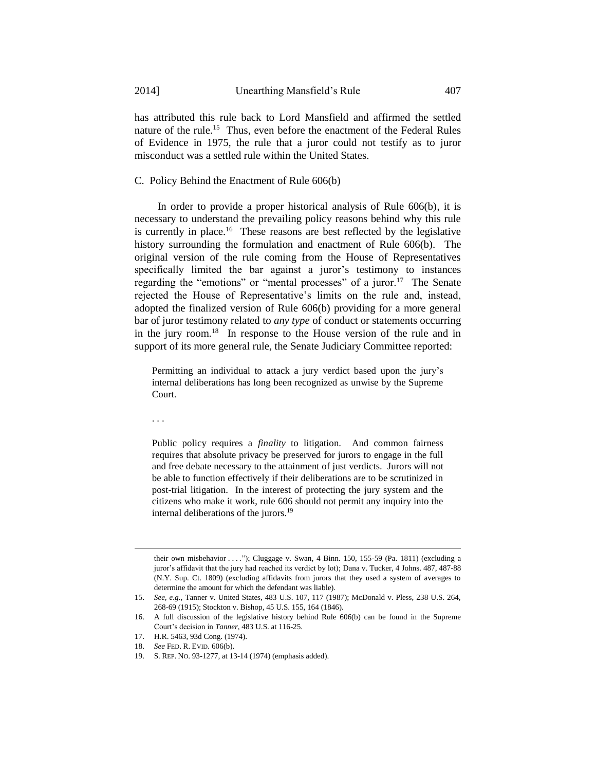has attributed this rule back to Lord Mansfield and affirmed the settled nature of the rule.[15] Thus, even before the enactment of the Federal Rules of Evidence in 1975, the rule that a juror could not testify as to juror misconduct was a settled rule within the United States.

### C. Policy Behind the Enactment of Rule 606(b)

In order to provide a proper historical analysis of Rule 606(b), it is necessary to understand the prevailing policy reasons behind why this rule is currently in place.[16] These reasons are best reflected by the legislative history surrounding the formulation and enactment of Rule 606(b). The original version of the rule coming from the House of Representatives specifically limited the bar against a juror's testimony to instances regarding the "emotions" or "mental processes" of a juror.[17] The Senate rejected the House of Representative's limits on the rule and, instead, adopted the finalized version of Rule 606(b) providing for a more general bar of juror testimony related to *any type* of conduct or statements occurring in the jury room.[18] In response to the House version of the rule and in support of its more general rule, the Senate Judiciary Committee reported:

> Permitting an individual to attack a jury verdict based upon the jury's internal deliberations has long been recognized as unwise by the Supreme Court.
>
> . . .
>
> Public policy requires a *finality* to litigation. And common fairness requires that absolute privacy be preserved for jurors to engage in the full and free debate necessary to the attainment of just verdicts. Jurors will not be able to function effectively if their deliberations are to be scrutinized in post-trial litigation. In the interest of protecting the jury system and the citizens who make it work, rule 606 should not permit any inquiry into the internal deliberations of the jurors.[19]

---

their own misbehavior . . . ."); Cluggage v. Swan, 4 Binn. 150, 155-59 (Pa. 1811) (excluding a juror's affidavit that the jury had reached its verdict by lot); Dana v. Tucker, 4 Johns. 487, 487-88 (N.Y. Sup. Ct. 1809) (excluding affidavits from jurors that they used a system of averages to determine the amount for which the defendant was liable).

15. *See, e.g.*, Tanner v. United States, 483 U.S. 107, 117 (1987); McDonald v. Pless, 238 U.S. 264, 268-69 (1915); Stockton v. Bishop, 45 U.S. 155, 164 (1846).
16. A full discussion of the legislative history behind Rule 606(b) can be found in the Supreme Court's decision in *Tanner*, 483 U.S. at 116-25.
17. H.R. 5463, 93d Cong. (1974).
18. *See* FED. R. EVID. 606(b).
19. S. REP. NO. 93-1277, at 13-14 (1974) (emphasis added).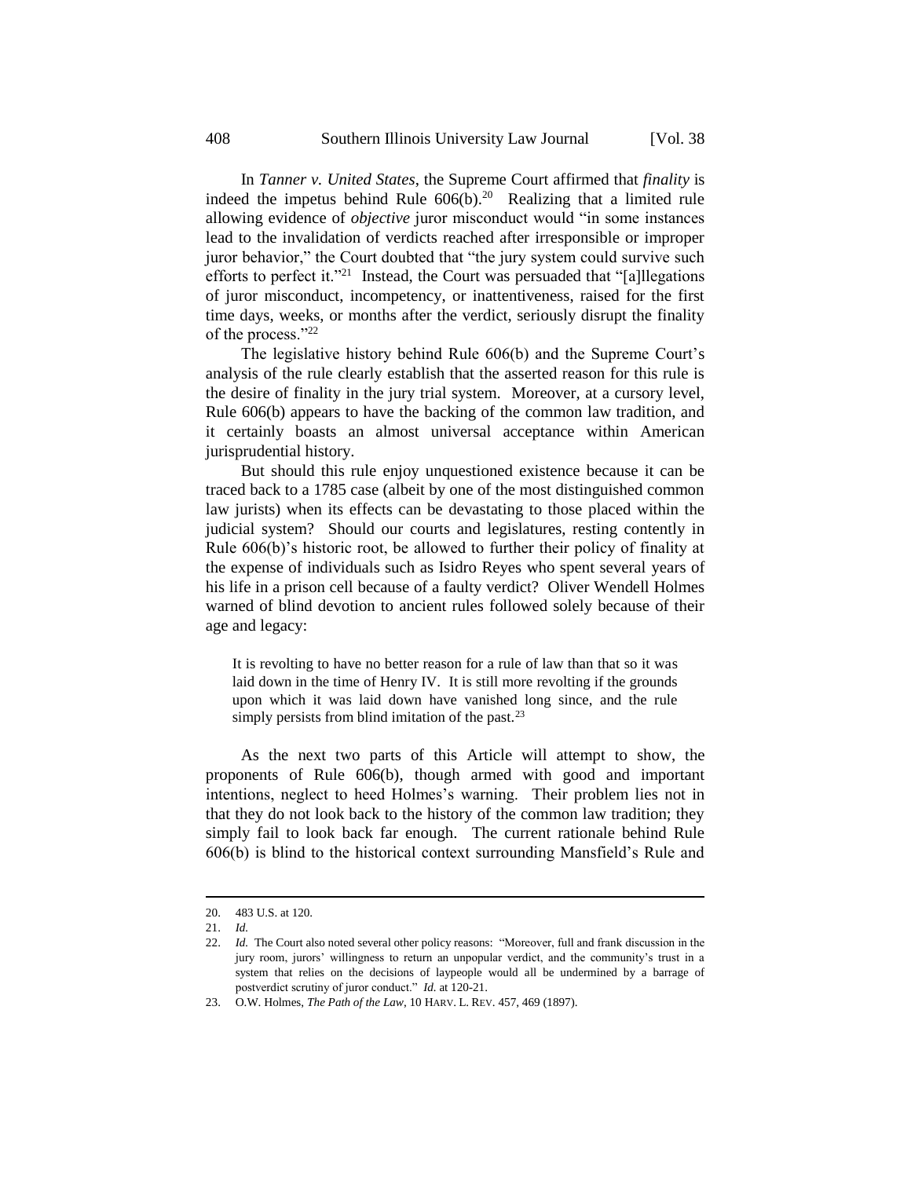In *Tanner v. United States*, the Supreme Court affirmed that *finality* is indeed the impetus behind Rule 606(b).[20] Realizing that a limited rule allowing evidence of *objective* juror misconduct would "in some instances lead to the invalidation of verdicts reached after irresponsible or improper juror behavior," the Court doubted that "the jury system could survive such efforts to perfect it."[21] Instead, the Court was persuaded that "[a]llegations of juror misconduct, incompetency, or inattentiveness, raised for the first time days, weeks, or months after the verdict, seriously disrupt the finality of the process."[22]

The legislative history behind Rule 606(b) and the Supreme Court's analysis of the rule clearly establish that the asserted reason for this rule is the desire of finality in the jury trial system. Moreover, at a cursory level, Rule 606(b) appears to have the backing of the common law tradition, and it certainly boasts an almost universal acceptance within American jurisprudential history.

But should this rule enjoy unquestioned existence because it can be traced back to a 1785 case (albeit by one of the most distinguished common law jurists) when its effects can be devastating to those placed within the judicial system? Should our courts and legislatures, resting contently in Rule 606(b)'s historic root, be allowed to further their policy of finality at the expense of individuals such as Isidro Reyes who spent several years of his life in a prison cell because of a faulty verdict? Oliver Wendell Holmes warned of blind devotion to ancient rules followed solely because of their age and legacy:

> It is revolting to have no better reason for a rule of law than that so it was laid down in the time of Henry IV. It is still more revolting if the grounds upon which it was laid down have vanished long since, and the rule simply persists from blind imitation of the past.[23]

As the next two parts of this Article will attempt to show, the proponents of Rule 606(b), though armed with good and important intentions, neglect to heed Holmes's warning. Their problem lies not in that they do not look back to the history of the common law tradition; they simply fail to look back far enough. The current rationale behind Rule 606(b) is blind to the historical context surrounding Mansfield's Rule and

---

20. 483 U.S. at 120.

21. *Id.*

22. *Id.* The Court also noted several other policy reasons: "Moreover, full and frank discussion in the jury room, jurors' willingness to return an unpopular verdict, and the community's trust in a system that relies on the decisions of laypeople would all be undermined by a barrage of postverdict scrutiny of juror conduct." *Id.* at 120-21.

23. O.W. Holmes, *The Path of the Law*, 10 HARV. L. REV. 457, 469 (1897).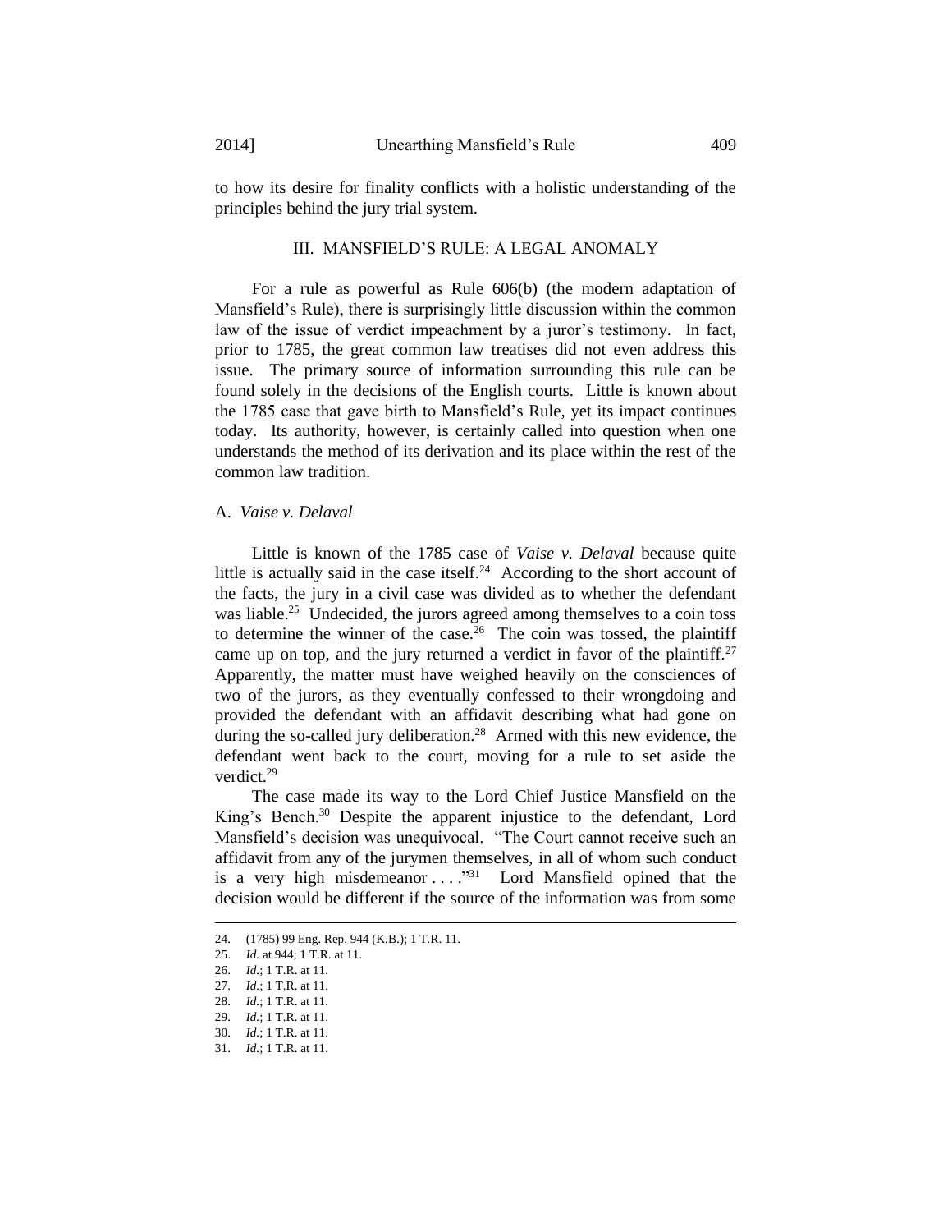to how its desire for finality conflicts with a holistic understanding of the principles behind the jury trial system.

## III. MANSFIELD'S RULE: A LEGAL ANOMALY

For a rule as powerful as Rule 606(b) (the modern adaptation of Mansfield's Rule), there is surprisingly little discussion within the common law of the issue of verdict impeachment by a juror's testimony. In fact, prior to 1785, the great common law treatises did not even address this issue. The primary source of information surrounding this rule can be found solely in the decisions of the English courts. Little is known about the 1785 case that gave birth to Mansfield's Rule, yet its impact continues today. Its authority, however, is certainly called into question when one understands the method of its derivation and its place within the rest of the common law tradition.

### A. *Vaise v. Delaval*

Little is known of the 1785 case of *Vaise v. Delaval* because quite little is actually said in the case itself.[24] According to the short account of the facts, the jury in a civil case was divided as to whether the defendant was liable.[25] Undecided, the jurors agreed among themselves to a coin toss to determine the winner of the case.[26] The coin was tossed, the plaintiff came up on top, and the jury returned a verdict in favor of the plaintiff.[27] Apparently, the matter must have weighed heavily on the consciences of two of the jurors, as they eventually confessed to their wrongdoing and provided the defendant with an affidavit describing what had gone on during the so-called jury deliberation.[28] Armed with this new evidence, the defendant went back to the court, moving for a rule to set aside the verdict.[29]

The case made its way to the Lord Chief Justice Mansfield on the King's Bench.[30] Despite the apparent injustice to the defendant, Lord Mansfield's decision was unequivocal. "The Court cannot receive such an affidavit from any of the jurymen themselves, in all of whom such conduct is a very high misdemeanor . . . ."[31] Lord Mansfield opined that the decision would be different if the source of the information was from some

---

24. (1785) 99 Eng. Rep. 944 (K.B.); 1 T.R. 11.
25. *Id.* at 944; 1 T.R. at 11.
26. *Id.*; 1 T.R. at 11.
27. *Id.*; 1 T.R. at 11.
28. *Id.*; 1 T.R. at 11.
29. *Id.*; 1 T.R. at 11.
30. *Id.*; 1 T.R. at 11.
31. *Id.*; 1 T.R. at 11.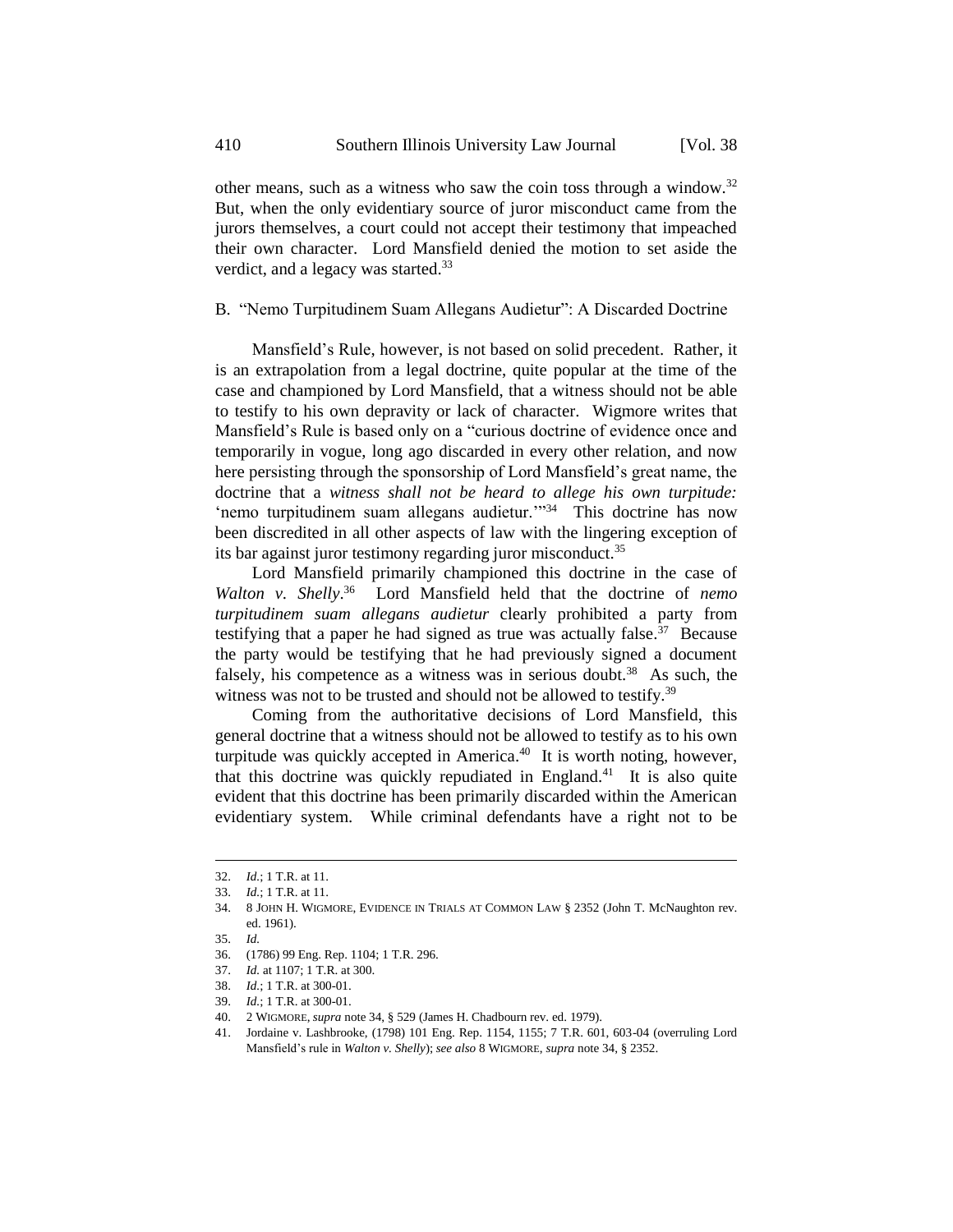other means, such as a witness who saw the coin toss through a window.[32] But, when the only evidentiary source of juror misconduct came from the jurors themselves, a court could not accept their testimony that impeached their own character. Lord Mansfield denied the motion to set aside the verdict, and a legacy was started.[33]

### B. "Nemo Turpitudinem Suam Allegans Audietur": A Discarded Doctrine

Mansfield's Rule, however, is not based on solid precedent. Rather, it is an extrapolation from a legal doctrine, quite popular at the time of the case and championed by Lord Mansfield, that a witness should not be able to testify to his own depravity or lack of character. Wigmore writes that Mansfield's Rule is based only on a "curious doctrine of evidence once and temporarily in vogue, long ago discarded in every other relation, and now here persisting through the sponsorship of Lord Mansfield's great name, the doctrine that a *witness shall not be heard to allege his own turpitude:* 'nemo turpitudinem suam allegans audietur.'"[34] This doctrine has now been discredited in all other aspects of law with the lingering exception of its bar against juror testimony regarding juror misconduct.[35]

Lord Mansfield primarily championed this doctrine in the case of *Walton v. Shelly*.[36] Lord Mansfield held that the doctrine of *nemo turpitudinem suam allegans audietur* clearly prohibited a party from testifying that a paper he had signed as true was actually false.[37] Because the party would be testifying that he had previously signed a document falsely, his competence as a witness was in serious doubt.[38] As such, the witness was not to be trusted and should not be allowed to testify.[39]

Coming from the authoritative decisions of Lord Mansfield, this general doctrine that a witness should not be allowed to testify as to his own turpitude was quickly accepted in America.[40] It is worth noting, however, that this doctrine was quickly repudiated in England.[41] It is also quite evident that this doctrine has been primarily discarded within the American evidentiary system. While criminal defendants have a right not to be

---

32. *Id.*; 1 T.R. at 11.
33. *Id.*; 1 T.R. at 11.
34. 8 JOHN H. WIGMORE, EVIDENCE IN TRIALS AT COMMON LAW § 2352 (John T. McNaughton rev. ed. 1961).
35. *Id.*
36. (1786) 99 Eng. Rep. 1104; 1 T.R. 296.
37. *Id.* at 1107; 1 T.R. at 300.
38. *Id.*; 1 T.R. at 300-01.
39. *Id.*; 1 T.R. at 300-01.
40. 2 WIGMORE, *supra* note 34, § 529 (James H. Chadbourn rev. ed. 1979).
41. Jordaine v. Lashbrooke, (1798) 101 Eng. Rep. 1154, 1155; 7 T.R. 601, 603-04 (overruling Lord Mansfield's rule in *Walton v. Shelly*); *see also* 8 WIGMORE, *supra* note 34, § 2352.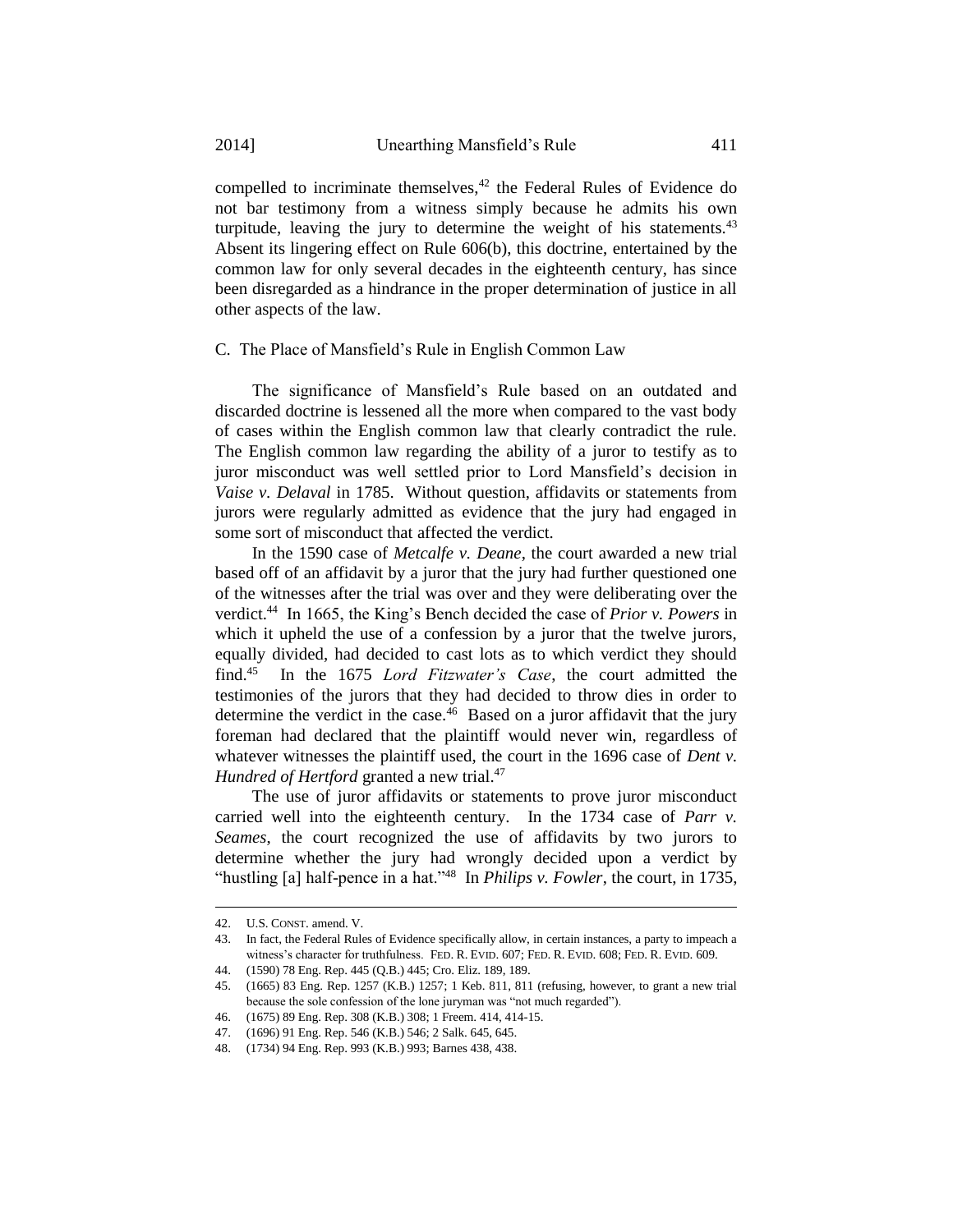compelled to incriminate themselves,[42] the Federal Rules of Evidence do not bar testimony from a witness simply because he admits his own turpitude, leaving the jury to determine the weight of his statements.[43] Absent its lingering effect on Rule 606(b), this doctrine, entertained by the common law for only several decades in the eighteenth century, has since been disregarded as a hindrance in the proper determination of justice in all other aspects of the law.

### C. The Place of Mansfield's Rule in English Common Law

The significance of Mansfield's Rule based on an outdated and discarded doctrine is lessened all the more when compared to the vast body of cases within the English common law that clearly contradict the rule. The English common law regarding the ability of a juror to testify as to juror misconduct was well settled prior to Lord Mansfield's decision in *Vaise v. Delaval* in 1785. Without question, affidavits or statements from jurors were regularly admitted as evidence that the jury had engaged in some sort of misconduct that affected the verdict.

In the 1590 case of *Metcalfe v. Deane*, the court awarded a new trial based off of an affidavit by a juror that the jury had further questioned one of the witnesses after the trial was over and they were deliberating over the verdict.[44] In 1665, the King's Bench decided the case of *Prior v. Powers* in which it upheld the use of a confession by a juror that the twelve jurors, equally divided, had decided to cast lots as to which verdict they should find.[45] In the 1675 *Lord Fitzwater's Case*, the court admitted the testimonies of the jurors that they had decided to throw dies in order to determine the verdict in the case.[46] Based on a juror affidavit that the jury foreman had declared that the plaintiff would never win, regardless of whatever witnesses the plaintiff used, the court in the 1696 case of *Dent v. Hundred of Hertford* granted a new trial.[47]

The use of juror affidavits or statements to prove juror misconduct carried well into the eighteenth century. In the 1734 case of *Parr v. Seames*, the court recognized the use of affidavits by two jurors to determine whether the jury had wrongly decided upon a verdict by "hustling [a] half-pence in a hat."[48] In *Philips v. Fowler*, the court, in 1735,

---

42. U.S. CONST. amend. V.

43. In fact, the Federal Rules of Evidence specifically allow, in certain instances, a party to impeach a witness's character for truthfulness. FED. R. EVID. 607; FED. R. EVID. 608; FED. R. EVID. 609.

44. (1590) 78 Eng. Rep. 445 (Q.B.) 445; Cro. Eliz. 189, 189.

45. (1665) 83 Eng. Rep. 1257 (K.B.) 1257; 1 Keb. 811, 811 (refusing, however, to grant a new trial because the sole confession of the lone juryman was "not much regarded").

46. (1675) 89 Eng. Rep. 308 (K.B.) 308; 1 Freem. 414, 414-15.

47. (1696) 91 Eng. Rep. 546 (K.B.) 546; 2 Salk. 645, 645.

48. (1734) 94 Eng. Rep. 993 (K.B.) 993; Barnes 438, 438.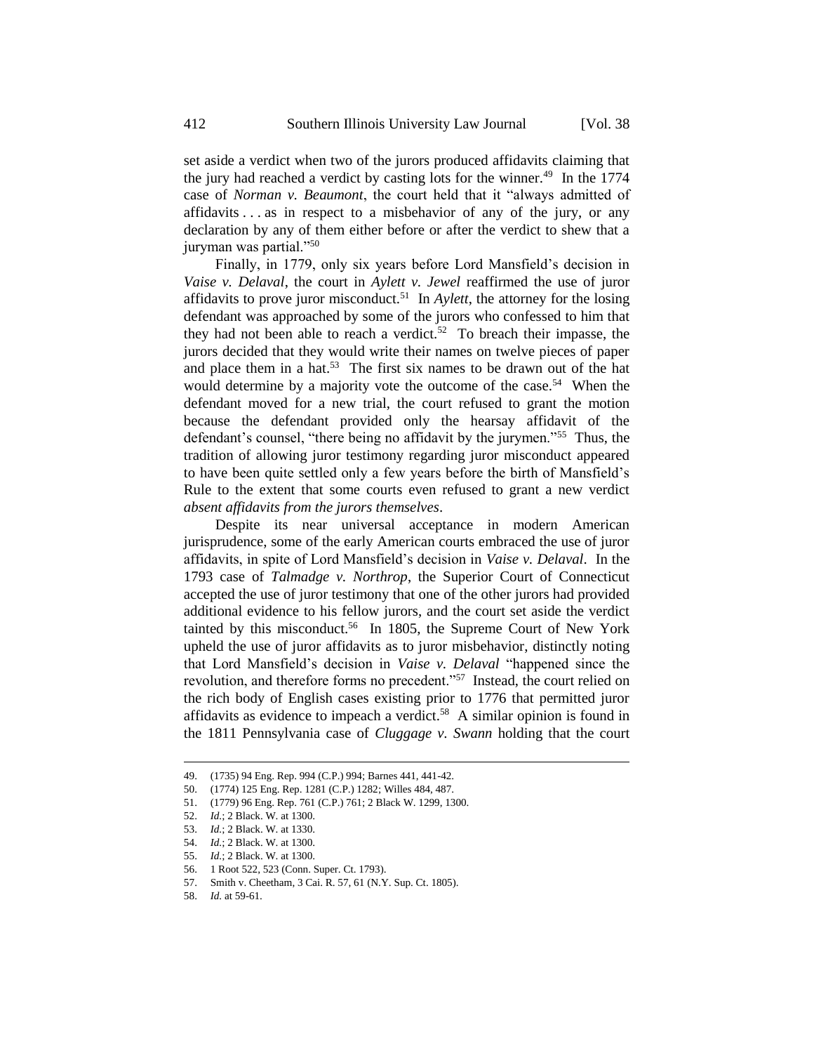set aside a verdict when two of the jurors produced affidavits claiming that the jury had reached a verdict by casting lots for the winner.[49] In the 1774 case of *Norman v. Beaumont*, the court held that it "always admitted of affidavits . . . as in respect to a misbehavior of any of the jury, or any declaration by any of them either before or after the verdict to shew that a juryman was partial."[50]

Finally, in 1779, only six years before Lord Mansfield's decision in *Vaise v. Delaval*, the court in *Aylett v. Jewel* reaffirmed the use of juror affidavits to prove juror misconduct.[51] In *Aylett*, the attorney for the losing defendant was approached by some of the jurors who confessed to him that they had not been able to reach a verdict.[52] To breach their impasse, the jurors decided that they would write their names on twelve pieces of paper and place them in a hat.[53] The first six names to be drawn out of the hat would determine by a majority vote the outcome of the case.[54] When the defendant moved for a new trial, the court refused to grant the motion because the defendant provided only the hearsay affidavit of the defendant's counsel, "there being no affidavit by the jurymen."[55] Thus, the tradition of allowing juror testimony regarding juror misconduct appeared to have been quite settled only a few years before the birth of Mansfield's Rule to the extent that some courts even refused to grant a new verdict *absent affidavits from the jurors themselves*.

Despite its near universal acceptance in modern American jurisprudence, some of the early American courts embraced the use of juror affidavits, in spite of Lord Mansfield's decision in *Vaise v. Delaval*. In the 1793 case of *Talmadge v. Northrop*, the Superior Court of Connecticut accepted the use of juror testimony that one of the other jurors had provided additional evidence to his fellow jurors, and the court set aside the verdict tainted by this misconduct.[56] In 1805, the Supreme Court of New York upheld the use of juror affidavits as to juror misbehavior, distinctly noting that Lord Mansfield's decision in *Vaise v. Delaval* "happened since the revolution, and therefore forms no precedent."[57] Instead, the court relied on the rich body of English cases existing prior to 1776 that permitted juror affidavits as evidence to impeach a verdict.[58] A similar opinion is found in the 1811 Pennsylvania case of *Cluggage v. Swann* holding that the court

---

49. (1735) 94 Eng. Rep. 994 (C.P.) 994; Barnes 441, 441-42.
50. (1774) 125 Eng. Rep. 1281 (C.P.) 1282; Willes 484, 487.
51. (1779) 96 Eng. Rep. 761 (C.P.) 761; 2 Black W. 1299, 1300.
52. *Id.*; 2 Black. W. at 1300.
53. *Id.*; 2 Black. W. at 1330.
54. *Id.*; 2 Black. W. at 1300.
55. *Id.*; 2 Black. W. at 1300.
56. 1 Root 522, 523 (Conn. Super. Ct. 1793).
57. Smith v. Cheetham, 3 Cai. R. 57, 61 (N.Y. Sup. Ct. 1805).
58. *Id.* at 59-61.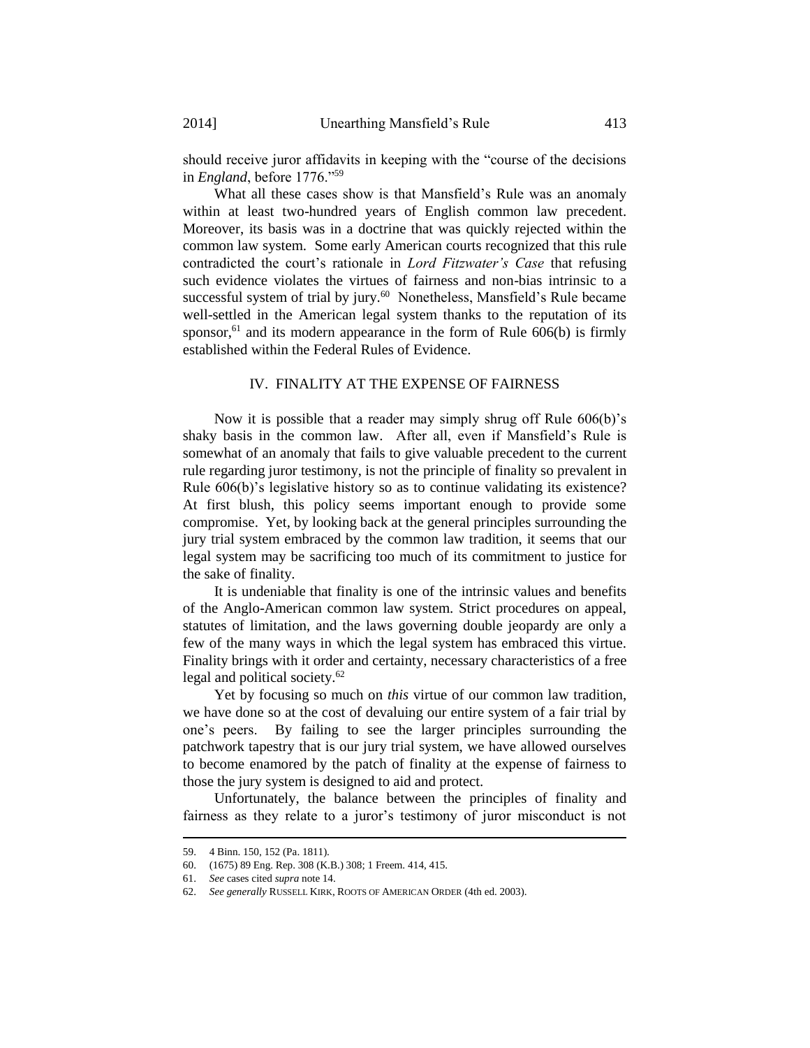should receive juror affidavits in keeping with the "course of the decisions in *England*, before 1776."[59]

What all these cases show is that Mansfield's Rule was an anomaly within at least two-hundred years of English common law precedent. Moreover, its basis was in a doctrine that was quickly rejected within the common law system. Some early American courts recognized that this rule contradicted the court's rationale in *Lord Fitzwater's Case* that refusing such evidence violates the virtues of fairness and non-bias intrinsic to a successful system of trial by jury.[60] Nonetheless, Mansfield's Rule became well-settled in the American legal system thanks to the reputation of its sponsor,[61] and its modern appearance in the form of Rule 606(b) is firmly established within the Federal Rules of Evidence.

## IV. FINALITY AT THE EXPENSE OF FAIRNESS

Now it is possible that a reader may simply shrug off Rule 606(b)'s shaky basis in the common law. After all, even if Mansfield's Rule is somewhat of an anomaly that fails to give valuable precedent to the current rule regarding juror testimony, is not the principle of finality so prevalent in Rule 606(b)'s legislative history so as to continue validating its existence? At first blush, this policy seems important enough to provide some compromise. Yet, by looking back at the general principles surrounding the jury trial system embraced by the common law tradition, it seems that our legal system may be sacrificing too much of its commitment to justice for the sake of finality.

It is undeniable that finality is one of the intrinsic values and benefits of the Anglo-American common law system. Strict procedures on appeal, statutes of limitation, and the laws governing double jeopardy are only a few of the many ways in which the legal system has embraced this virtue. Finality brings with it order and certainty, necessary characteristics of a free legal and political society.[62]

Yet by focusing so much on *this* virtue of our common law tradition, we have done so at the cost of devaluing our entire system of a fair trial by one's peers. By failing to see the larger principles surrounding the patchwork tapestry that is our jury trial system, we have allowed ourselves to become enamored by the patch of finality at the expense of fairness to those the jury system is designed to aid and protect.

Unfortunately, the balance between the principles of finality and fairness as they relate to a juror's testimony of juror misconduct is not

---

59. 4 Binn. 150, 152 (Pa. 1811).

60. (1675) 89 Eng. Rep. 308 (K.B.) 308; 1 Freem. 414, 415.

61. *See* cases cited *supra* note 14.

62. *See generally* RUSSELL KIRK, ROOTS OF AMERICAN ORDER (4th ed. 2003).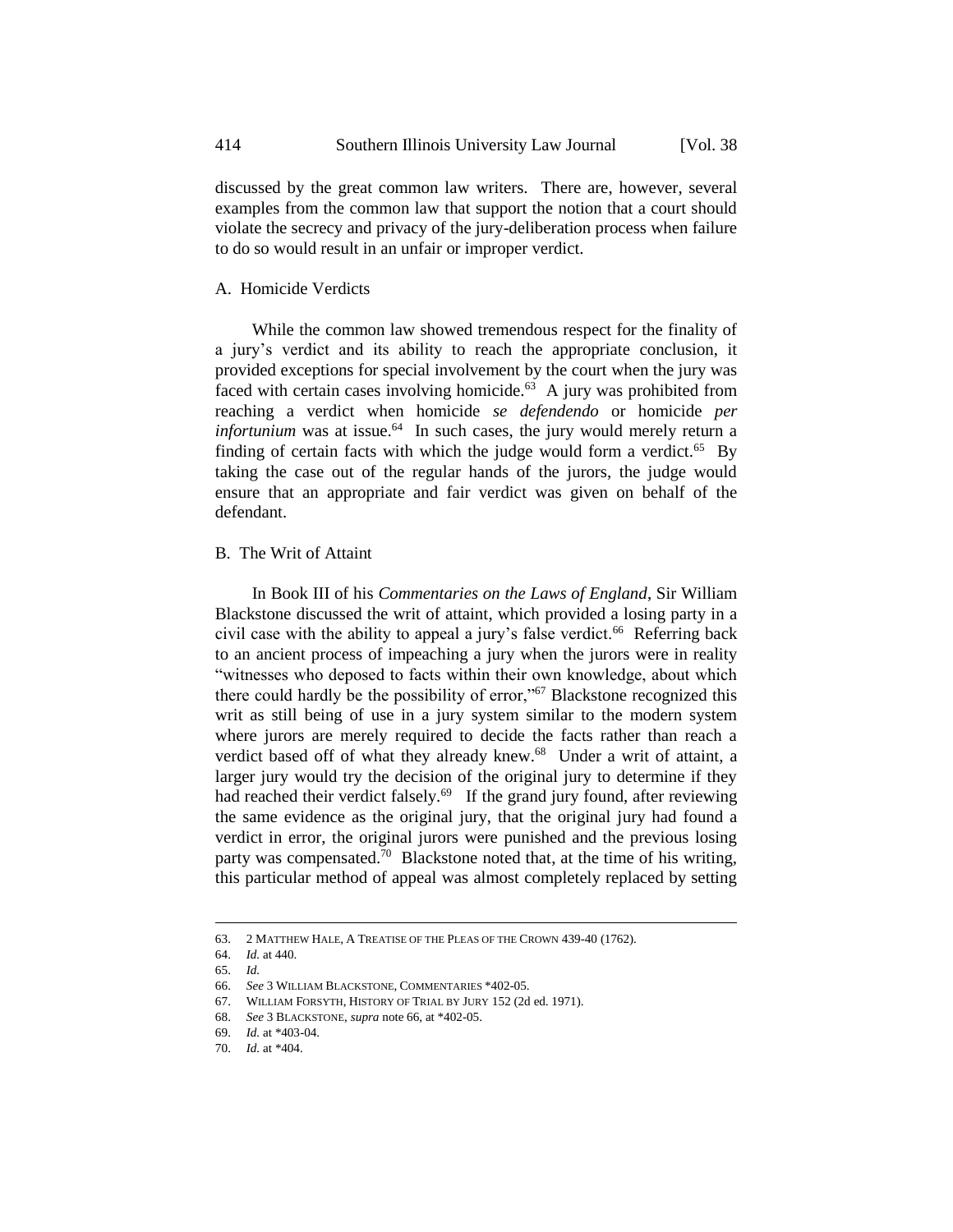discussed by the great common law writers. There are, however, several examples from the common law that support the notion that a court should violate the secrecy and privacy of the jury-deliberation process when failure to do so would result in an unfair or improper verdict.

### A. Homicide Verdicts

While the common law showed tremendous respect for the finality of a jury's verdict and its ability to reach the appropriate conclusion, it provided exceptions for special involvement by the court when the jury was faced with certain cases involving homicide.[63] A jury was prohibited from reaching a verdict when homicide *se defendendo* or homicide *per infortunium* was at issue.[64] In such cases, the jury would merely return a finding of certain facts with which the judge would form a verdict.[65] By taking the case out of the regular hands of the jurors, the judge would ensure that an appropriate and fair verdict was given on behalf of the defendant.

### B. The Writ of Attaint

In Book III of his *Commentaries on the Laws of England*, Sir William Blackstone discussed the writ of attaint, which provided a losing party in a civil case with the ability to appeal a jury's false verdict.[66] Referring back to an ancient process of impeaching a jury when the jurors were in reality "witnesses who deposed to facts within their own knowledge, about which there could hardly be the possibility of error,"[67] Blackstone recognized this writ as still being of use in a jury system similar to the modern system where jurors are merely required to decide the facts rather than reach a verdict based off of what they already knew.[68] Under a writ of attaint, a larger jury would try the decision of the original jury to determine if they had reached their verdict falsely.[69] If the grand jury found, after reviewing the same evidence as the original jury, that the original jury had found a verdict in error, the original jurors were punished and the previous losing party was compensated.[70] Blackstone noted that, at the time of his writing, this particular method of appeal was almost completely replaced by setting

---

63. 2 MATTHEW HALE, A TREATISE OF THE PLEAS OF THE CROWN 439-40 (1762).
64. *Id.* at 440.
65. *Id.*
66. *See* 3 WILLIAM BLACKSTONE, COMMENTARIES *402-05.
67. WILLIAM FORSYTH, HISTORY OF TRIAL BY JURY 152 (2d ed. 1971).
68. *See* 3 BLACKSTONE, *supra* note 66, at *402-05.
69. *Id.* at *403-04.
70. *Id.* at *404.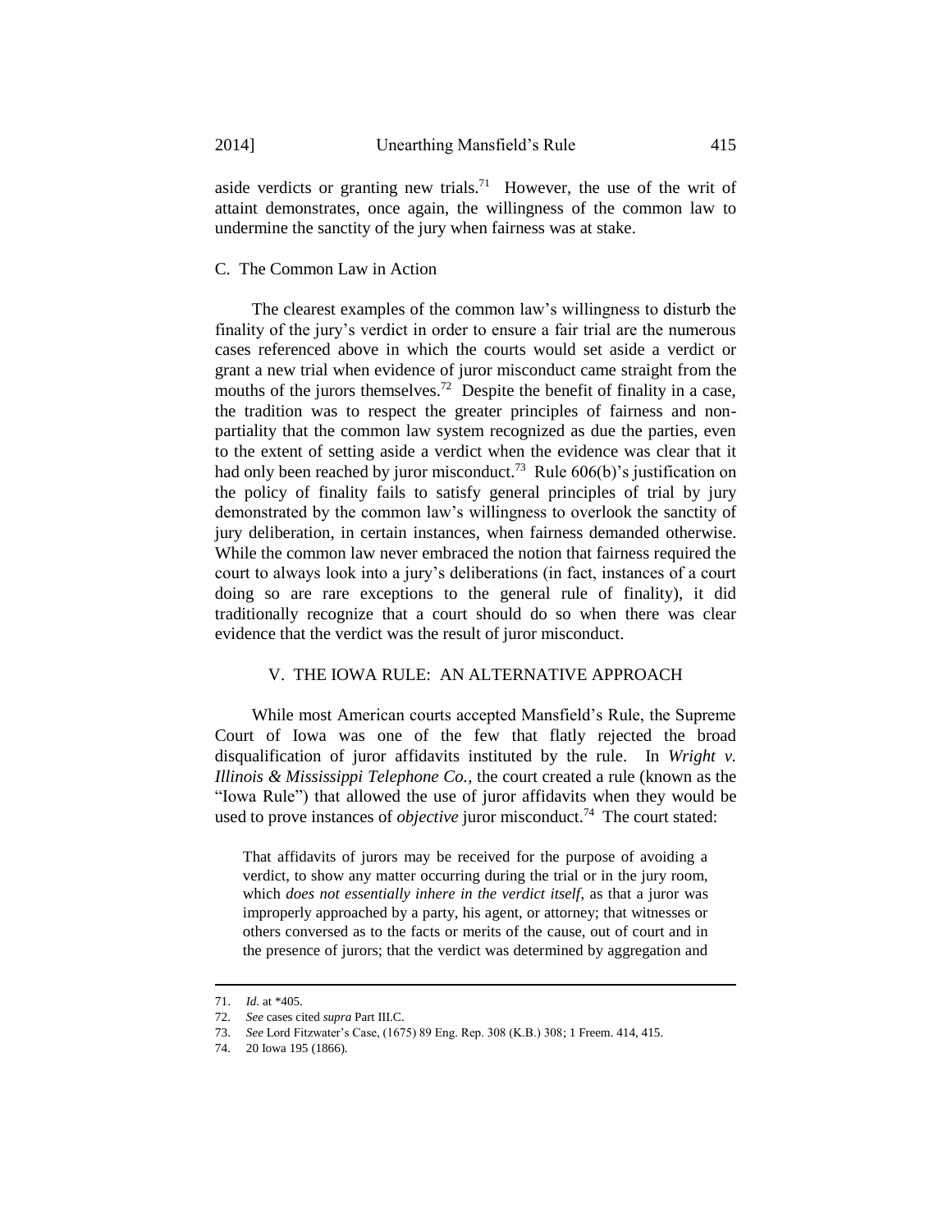aside verdicts or granting new trials.[71] However, the use of the writ of attaint demonstrates, once again, the willingness of the common law to undermine the sanctity of the jury when fairness was at stake.

### C. The Common Law in Action

The clearest examples of the common law's willingness to disturb the finality of the jury's verdict in order to ensure a fair trial are the numerous cases referenced above in which the courts would set aside a verdict or grant a new trial when evidence of juror misconduct came straight from the mouths of the jurors themselves.[72] Despite the benefit of finality in a case, the tradition was to respect the greater principles of fairness and non-partiality that the common law system recognized as due the parties, even to the extent of setting aside a verdict when the evidence was clear that it had only been reached by juror misconduct.[73] Rule 606(b)'s justification on the policy of finality fails to satisfy general principles of trial by jury demonstrated by the common law's willingness to overlook the sanctity of jury deliberation, in certain instances, when fairness demanded otherwise. While the common law never embraced the notion that fairness required the court to always look into a jury's deliberations (in fact, instances of a court doing so are rare exceptions to the general rule of finality), it did traditionally recognize that a court should do so when there was clear evidence that the verdict was the result of juror misconduct.

## V. THE IOWA RULE: AN ALTERNATIVE APPROACH

While most American courts accepted Mansfield's Rule, the Supreme Court of Iowa was one of the few that flatly rejected the broad disqualification of juror affidavits instituted by the rule. In *Wright v. Illinois & Mississippi Telephone Co.*, the court created a rule (known as the "Iowa Rule") that allowed the use of juror affidavits when they would be used to prove instances of *objective* juror misconduct.[74] The court stated:

> That affidavits of jurors may be received for the purpose of avoiding a verdict, to show any matter occurring during the trial or in the jury room, which *does not essentially inhere in the verdict itself*, as that a juror was improperly approached by a party, his agent, or attorney; that witnesses or others conversed as to the facts or merits of the cause, out of court and in the presence of jurors; that the verdict was determined by aggregation and

---

71. *Id.* at *405.

72. *See* cases cited *supra* Part III.C.

73. *See* Lord Fitzwater's Case, (1675) 89 Eng. Rep. 308 (K.B.) 308; 1 Freem. 414, 415.

74. 20 Iowa 195 (1866).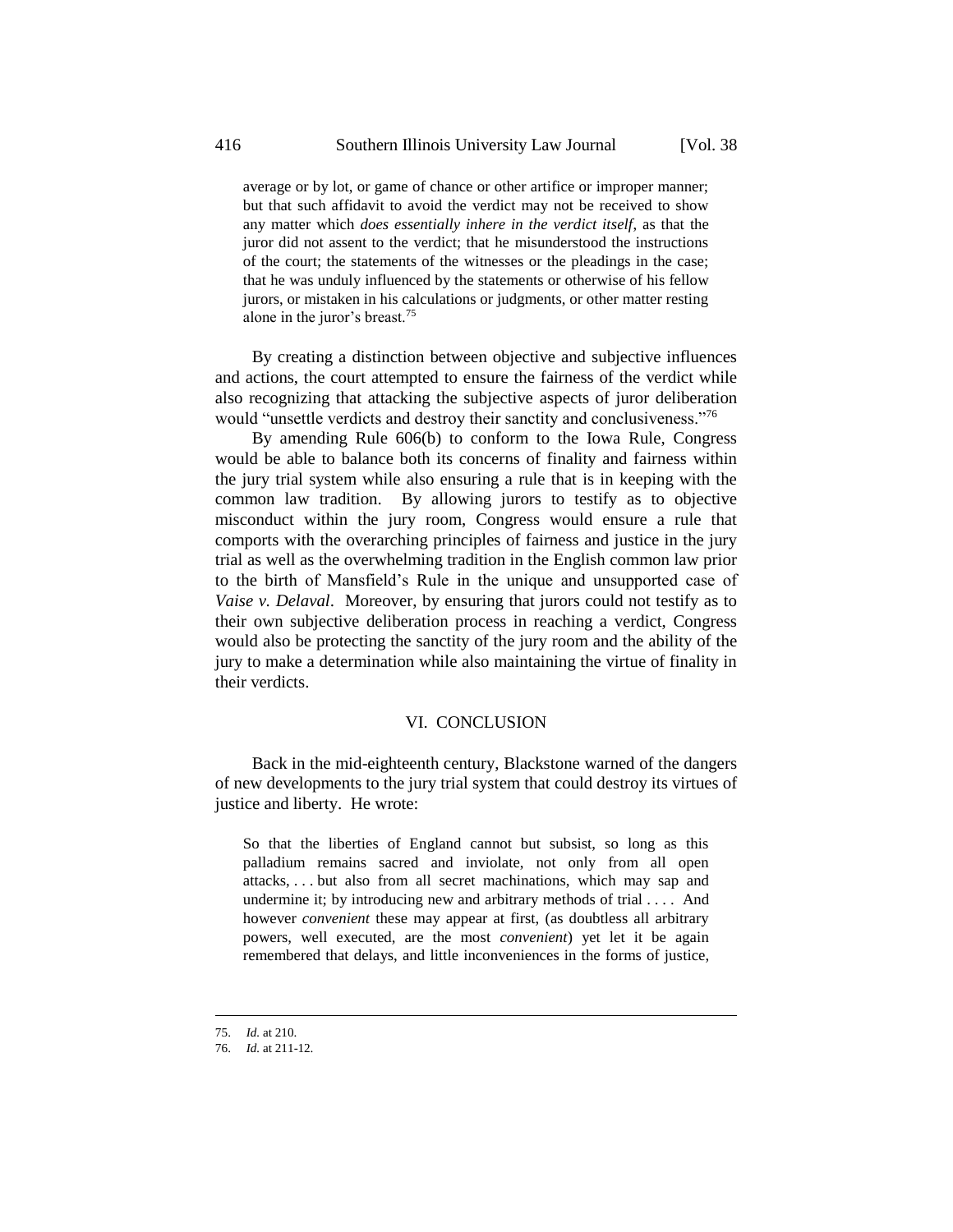> average or by lot, or game of chance or other artifice or improper manner; but that such affidavit to avoid the verdict may not be received to show any matter which *does essentially inhere in the verdict itself*, as that the juror did not assent to the verdict; that he misunderstood the instructions of the court; the statements of the witnesses or the pleadings in the case; that he was unduly influenced by the statements or otherwise of his fellow jurors, or mistaken in his calculations or judgments, or other matter resting alone in the juror's breast.[75]

By creating a distinction between objective and subjective influences and actions, the court attempted to ensure the fairness of the verdict while also recognizing that attacking the subjective aspects of juror deliberation would "unsettle verdicts and destroy their sanctity and conclusiveness."[76]

By amending Rule 606(b) to conform to the Iowa Rule, Congress would be able to balance both its concerns of finality and fairness within the jury trial system while also ensuring a rule that is in keeping with the common law tradition. By allowing jurors to testify as to objective misconduct within the jury room, Congress would ensure a rule that comports with the overarching principles of fairness and justice in the jury trial as well as the overwhelming tradition in the English common law prior to the birth of Mansfield's Rule in the unique and unsupported case of *Vaise v. Delaval*. Moreover, by ensuring that jurors could not testify as to their own subjective deliberation process in reaching a verdict, Congress would also be protecting the sanctity of the jury room and the ability of the jury to make a determination while also maintaining the virtue of finality in their verdicts.

## VI. CONCLUSION

Back in the mid-eighteenth century, Blackstone warned of the dangers of new developments to the jury trial system that could destroy its virtues of justice and liberty. He wrote:

> So that the liberties of England cannot but subsist, so long as this palladium remains sacred and inviolate, not only from all open attacks, . . . but also from all secret machinations, which may sap and undermine it; by introducing new and arbitrary methods of trial . . . . And however *convenient* these may appear at first, (as doubtless all arbitrary powers, well executed, are the most *convenient*) yet let it be again remembered that delays, and little inconveniences in the forms of justice,

---

75. *Id.* at 210.
76. *Id.* at 211-12.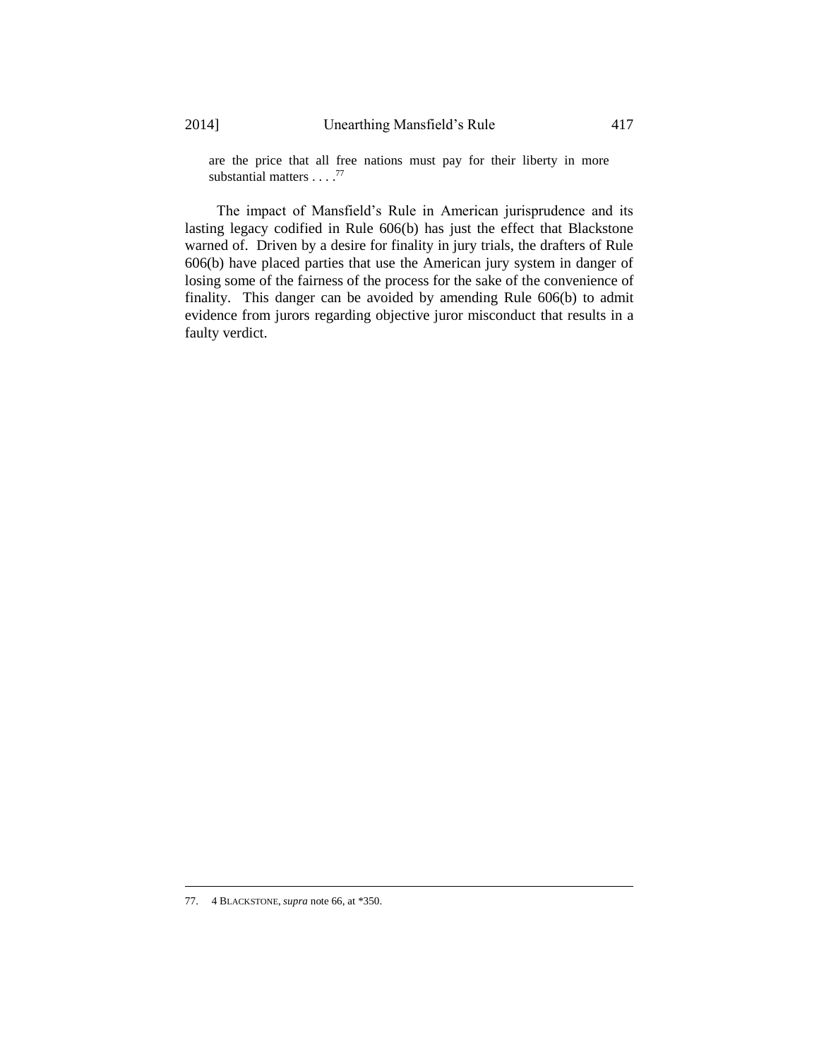> are the price that all free nations must pay for their liberty in more substantial matters . . . .[77]

The impact of Mansfield's Rule in American jurisprudence and its lasting legacy codified in Rule 606(b) has just the effect that Blackstone warned of. Driven by a desire for finality in jury trials, the drafters of Rule 606(b) have placed parties that use the American jury system in danger of losing some of the fairness of the process for the sake of the convenience of finality. This danger can be avoided by amending Rule 606(b) to admit evidence from jurors regarding objective juror misconduct that results in a faulty verdict.

---

77. 4 BLACKSTONE, *supra* note 66, at *350.